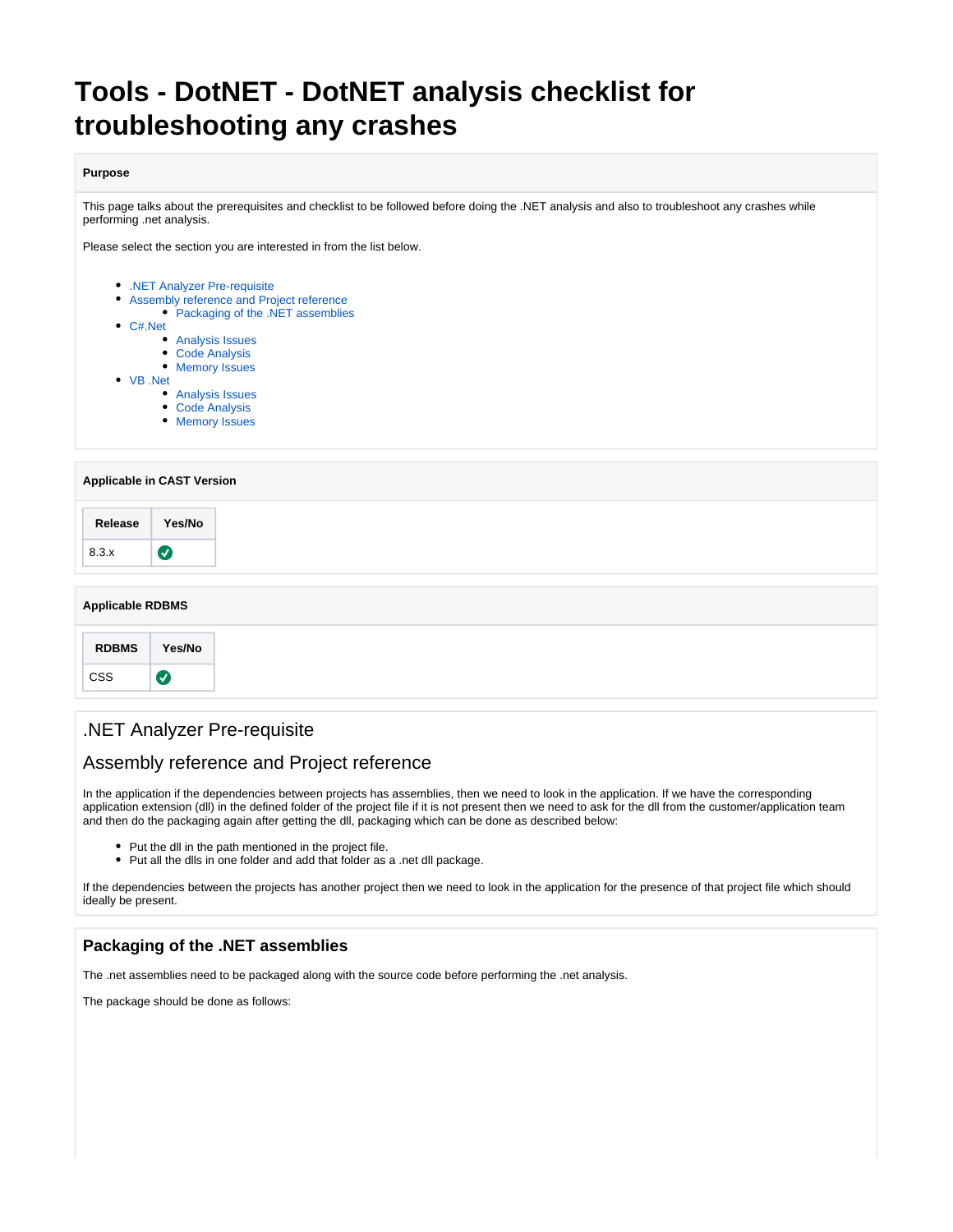# Tools - DotNET - DotNET analysis checklist for troubleshooting any crashes

**Purpose**

This page talks about the prerequisites and checklist to be followed before doing the .NET analysis and also to troubleshoot any crashes while performing .net analysis.

Please select the section you are interested in from the list below.

- .NET Analyzer Pre-requisite
- Assembly reference and Project reference
  - Packaging of the .NET assemblies
- C#.Net
  - Analysis Issues
  - Code Analysis
  - Memory Issues
- VB .Net
  - Analysis Issues
  - Code Analysis
  - Memory Issues

**Applicable in CAST Version**

| Release | Yes/No |
| --- | --- |
| 8.3.x | ✅ |

**Applicable RDBMS**

| RDBMS | Yes/No |
| --- | --- |
| CSS | ✅ |

## .NET Analyzer Pre-requisite

## Assembly reference and Project reference

In the application if the dependencies between projects has assemblies, then we need to look in the application. If we have the corresponding application extension (dll) in the defined folder of the project file if it is not present then we need to ask for the dll from the customer/application team and then do the packaging again after getting the dll, packaging which can be done as described below:

- Put the dll in the path mentioned in the project file.
- Put all the dlls in one folder and add that folder as a .net dll package.

If the dependencies between the projects has another project then we need to look in the application for the presence of that project file which should ideally be present.

### Packaging of the .NET assemblies

The .net assemblies need to be packaged along with the source code before performing the .net analysis.

The package should be done as follows: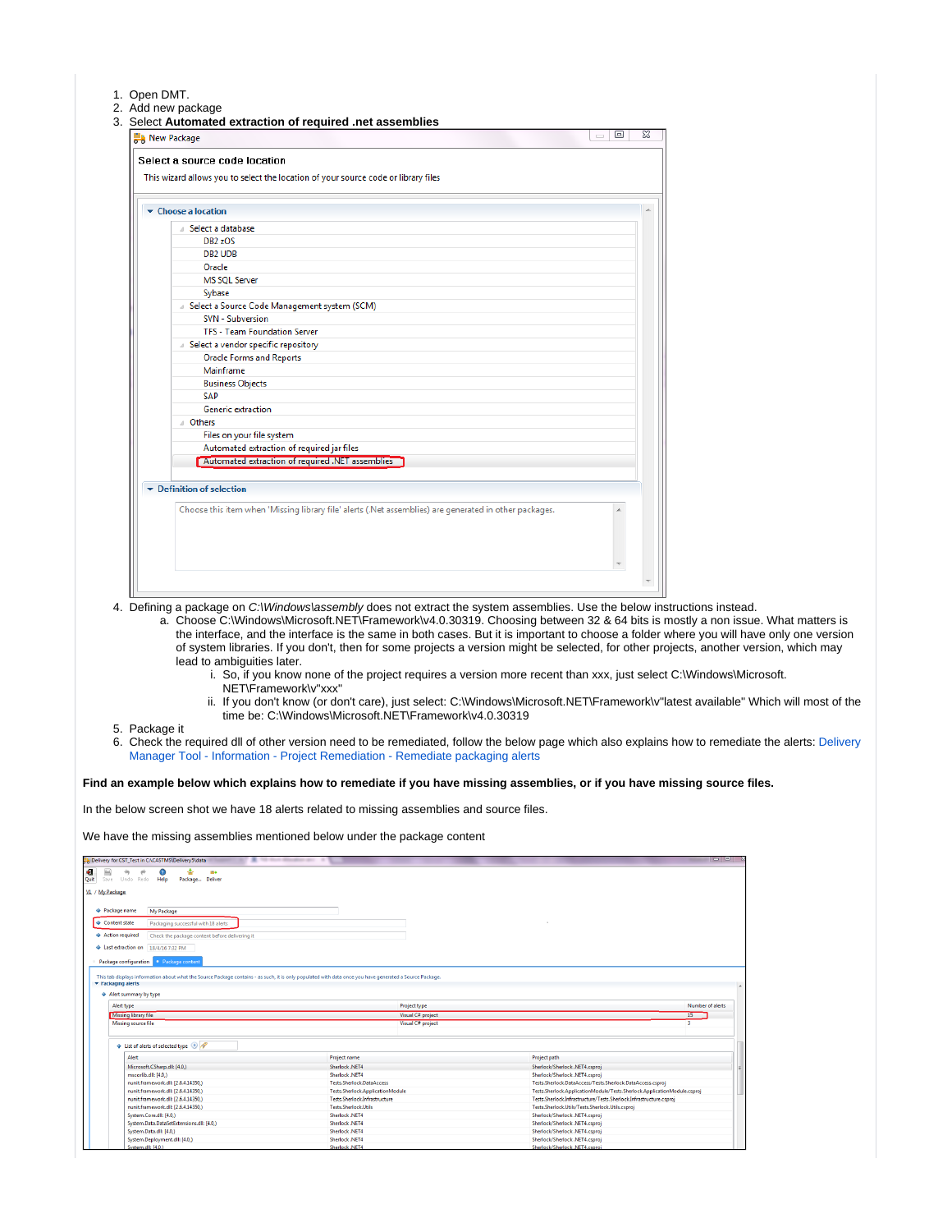1. Open DMT.
2. Add new package
3. Select **Automated extraction of required .net assemblies**
4. Defining a package on *C:\Windows\assembly* does not extract the system assemblies. Use the below instructions instead.
   a. Choose C:\Windows\Microsoft.NET\Framework\v4.0.30319. Choosing between 32 & 64 bits is mostly a non issue. What matters is the interface, and the interface is the same in both cases. But it is important to choose a folder where you will have only one version of system libraries. If you don't, then for some projects a version might be selected, for other projects, another version, which may lead to ambiguities later.
      i. So, if you know none of the project requires a version more recent than xxx, just select C:\Windows\Microsoft.NET\Framework\v"xxx"
      ii. If you don't know (or don't care), just select: C:\Windows\Microsoft.NET\Framework\v"latest available" Which will most of the time be: C:\Windows\Microsoft.NET\Framework\v4.0.30319
5. Package it
6. Check the required dll of other version need to be remediated, follow the below page which also explains how to remediate the alerts: Delivery Manager Tool - Information - Project Remediation - Remediate packaging alerts

**Find an example below which explains how to remediate if you have missing assemblies, or if you have missing source files.**

In the below screen shot we have 18 alerts related to missing assemblies and source files.

We have the missing assemblies mentioned below under the package content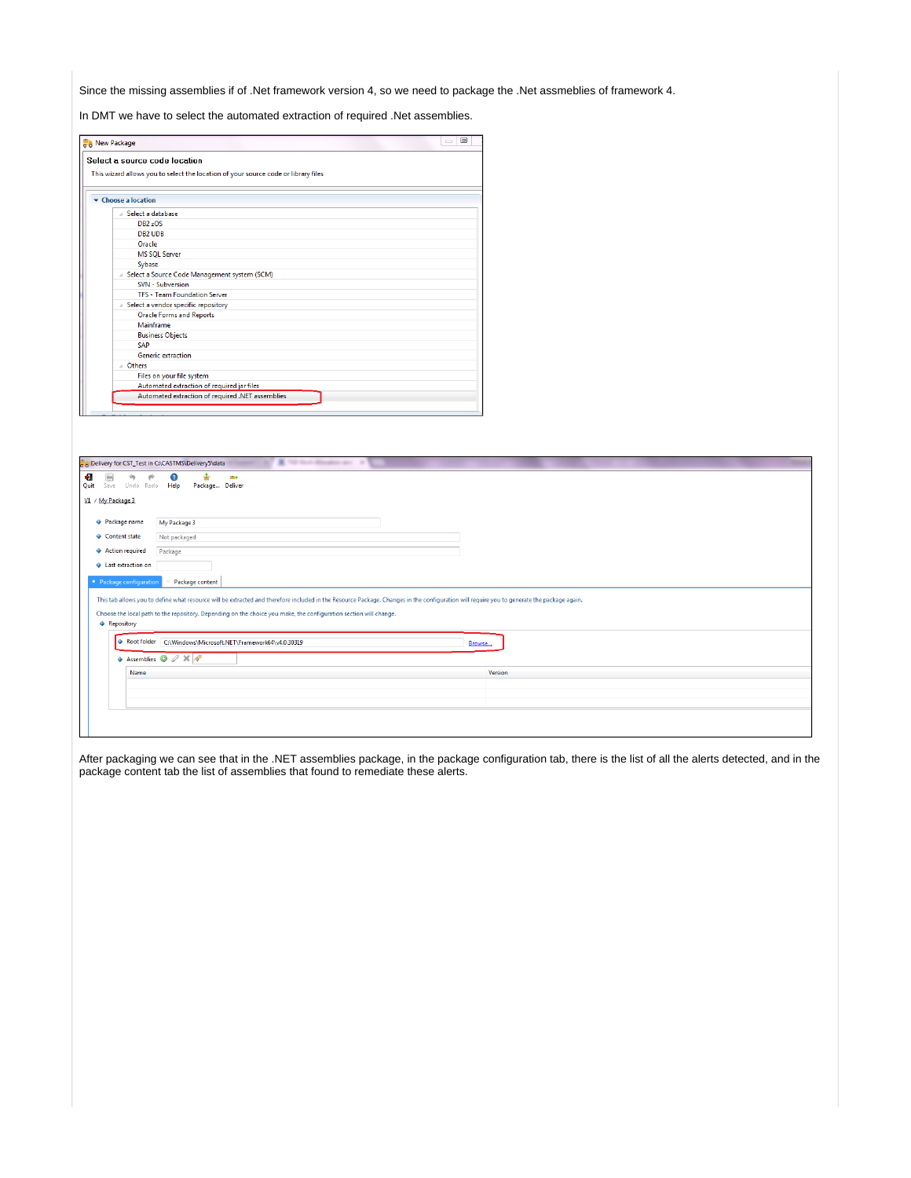Since the missing assemblies if of .Net framework version 4, so we need to package the .Net assmeblies of framework 4.

In DMT we have to select the automated extraction of required .Net assemblies.

After packaging we can see that in the .NET assemblies package, in the package configuration tab, there is the list of all the alerts detected, and in the package content tab the list of assemblies that found to remediate these alerts.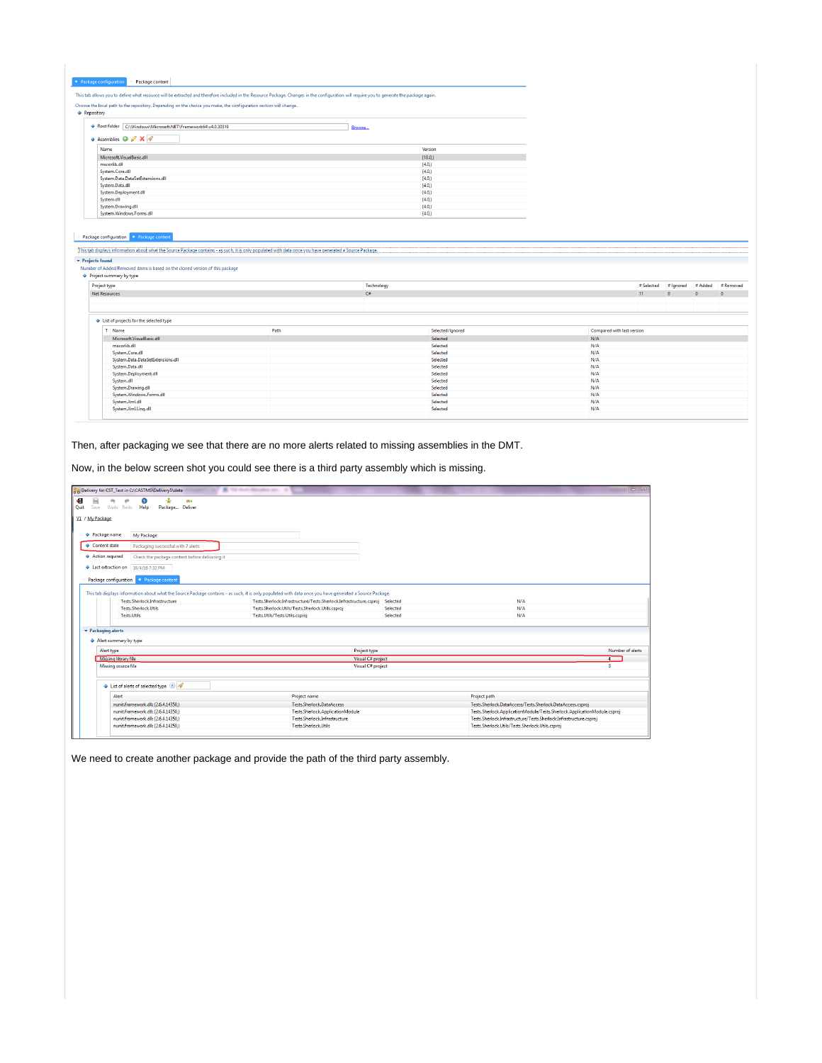Package configuration | Package content

This tab allows you to define what resource will be extracted and therefore included in the Resource Package. Changes in the configuration will require you to generate the package again.

Choose the local path to the repository. Depending on the choice you make, the configuration section will change.

Repository

Root folder: C:\Windows\Microsoft.NET\Framework64\v4.0.30319 Browse...

Assemblies

| Name | Version |
|---|---|
| Microsoft.VisualBasic.dll | [10.0,) |
| mscorlib.dll | [4.0,) |
| System.Core.dll | [4.0,) |
| System.Data.DataSetExtensions.dll | [4.0,) |
| System.Data.dll | [4.0,) |
| System.Deployment.dll | [4.0,) |
| System.dll | [4.0,) |
| System.Drawing.dll | [4.0,) |
| System.Windows.Forms.dll | [4.0,) |

Package configuration | Package content

This tab displays information about what the Source Package contains - as such, it is only populated with data once you have generated a Source Package.

Projects found

Number of Added/Removed items is based on the cloned version of this package

Project summary by type

| Project type | Technology | # Selected | # Ignored | # Added | # Removed |
|---|---|---|---|---|---|
| Net Resources | C# | 11 | 0 | 0 | 0 |

List of projects for the selected type

| T | Name | Path | Selected/Ignored | Compared with last version |
|---|---|---|---|---|
| | Microsoft.VisualBasic.dll | | Selected | N/A |
| | mscorlib.dll | | Selected | N/A |
| | System.Core.dll | | Selected | N/A |
| | System.Data.DataSetExtensions.dll | | Selected | N/A |
| | System.Data.dll | | Selected | N/A |
| | System.Deployment.dll | | Selected | N/A |
| | System.dll | | Selected | N/A |
| | System.Drawing.dll | | Selected | N/A |
| | System.Windows.Forms.dll | | Selected | N/A |
| | System.Xml.dll | | Selected | N/A |
| | System.Xml.Linq.dll | | Selected | N/A |

Then, after packaging we see that there are no more alerts related to missing assemblies in the DMT.

Now, in the below screen shot you could see there is a third party assembly which is missing.

Delivery for CST_Test in C:\CASTMS\Delivery5\data

Quit | Save | Undo | Redo | Help | Package... | Deliver

V1 / My Package

- Package name: My Package
- Content state: Packaging successful with 7 alerts
- Action required: Check the package content before delivering it
- Last extraction on: 18/4/16 7:32 PM

Package configuration | Package content

This tab displays information about what the Source Package contains - as such, it is only populated with data once you have generated a Source Package.

| Name | Path | Selected/Ignored | Compared with last version |
|---|---|---|---|
| Tests.Sherlock.Infrastructure | Tests.Sherlock.Infrastructure/Tests.Sherlock.Infrastructure.csproj | Selected | N/A |
| Tests.Sherlock.Utils | Tests.Sherlock.Utils/Tests.Sherlock.Utils.csproj | Selected | N/A |
| Tests.Utils | Tests.Utils/Tests.Utils.csproj | Selected | N/A |

Packaging alerts

Alert summary by type

| Alert type | Project type | Number of alerts |
|---|---|---|
| Missing library file | Visual C# project | 4 |
| Missing source file | Visual C# project | 3 |

List of alerts of selected type

| Alert | Project name | Project path |
|---|---|---|
| nunit.framework.dll [2.6.4.14350,) | Tests.Sherlock.DataAccess | Tests.Sherlock.DataAccess/Tests.Sherlock.DataAccess.csproj |
| nunit.framework.dll [2.6.4.14350,) | Tests.Sherlock.ApplicationModule | Tests.Sherlock.ApplicationModule/Tests.Sherlock.ApplicationModule.csproj |
| nunit.framework.dll [2.6.4.14350,) | Tests.Sherlock.Infrastructure | Tests.Sherlock.Infrastructure/Tests.Sherlock.Infrastructure.csproj |
| nunit.framework.dll [2.6.4.14350,) | Tests.Sherlock.Utils | Tests.Sherlock.Utils/Tests.Sherlock.Utils.csproj |

We need to create another package and provide the path of the third party assembly.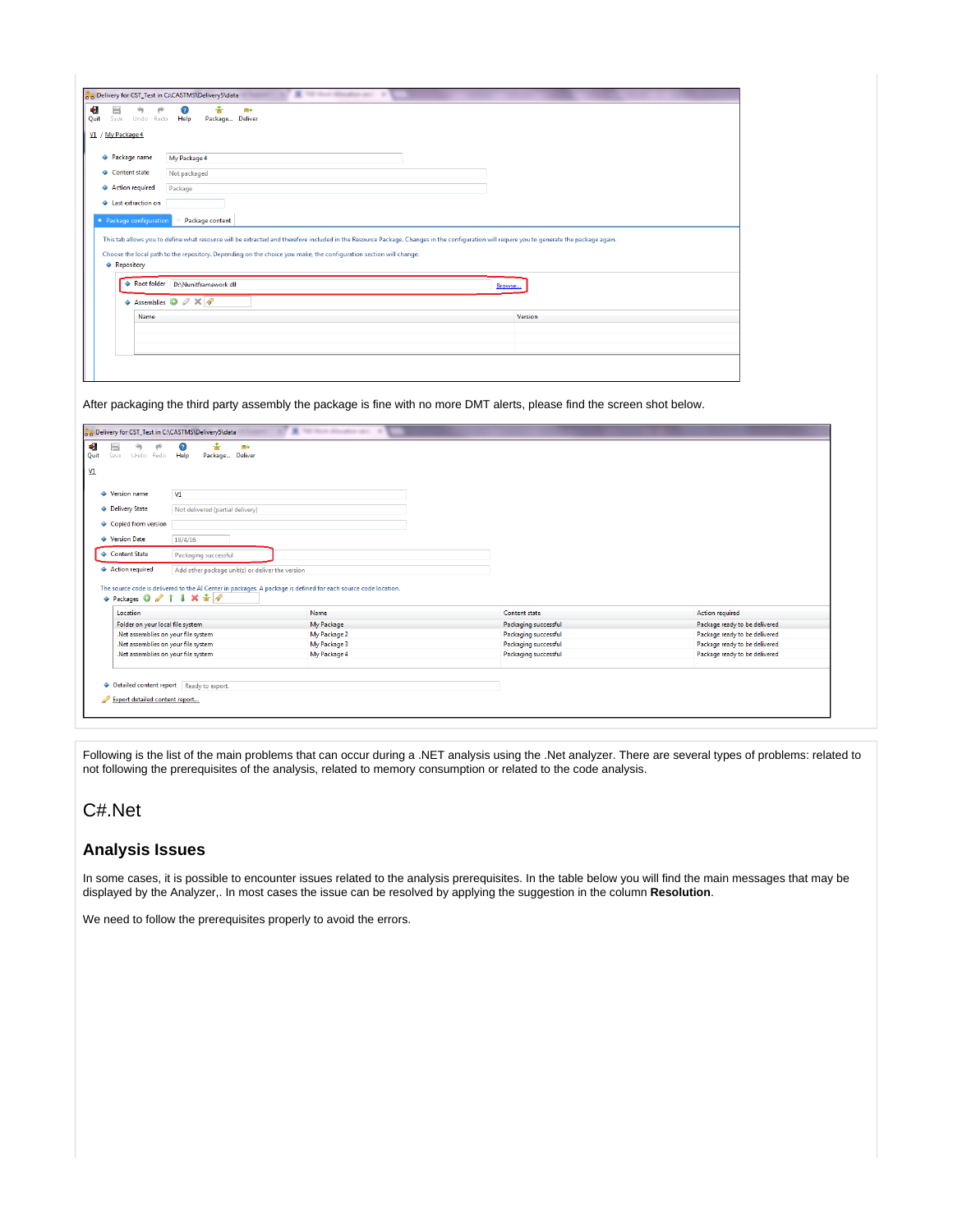After packaging the third party assembly the package is fine with no more DMT alerts, please find the screen shot below.

Following is the list of the main problems that can occur during a .NET analysis using the .Net analyzer. There are several types of problems: related to not following the prerequisites of the analysis, related to memory consumption or related to the code analysis.

# C#.Net

## Analysis Issues

In some cases, it is possible to encounter issues related to the analysis prerequisites. In the table below you will find the main messages that may be displayed by the Analyzer,. In most cases the issue can be resolved by applying the suggestion in the column **Resolution**.

We need to follow the prerequisites properly to avoid the errors.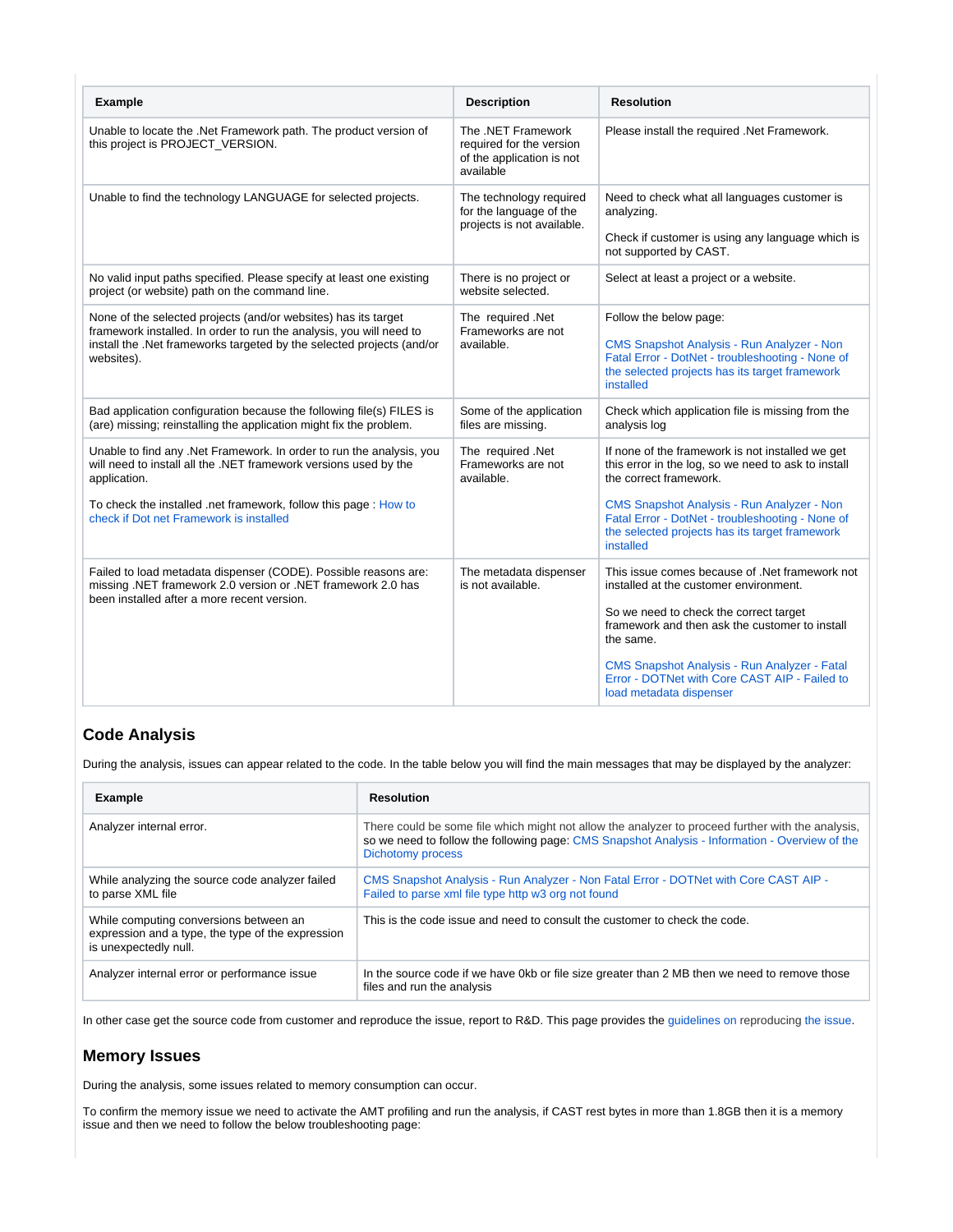| Example | Description | Resolution |
| --- | --- | --- |
| Unable to locate the .Net Framework path. The product version of this project is PROJECT_VERSION. | The .NET Framework required for the version of the application is not available | Please install the required .Net Framework. |
| Unable to find the technology LANGUAGE for selected projects. | The technology required for the language of the projects is not available. | Need to check what all languages customer is analyzing.<br><br>Check if customer is using any language which is not supported by CAST. |
| No valid input paths specified. Please specify at least one existing project (or website) path on the command line. | There is no project or website selected. | Select at least a project or a website. |
| None of the selected projects (and/or websites) has its target framework installed. In order to run the analysis, you will need to install the .Net frameworks targeted by the selected projects (and/or websites). | The required .Net Frameworks are not available. | Follow the below page:<br><br>CMS Snapshot Analysis - Run Analyzer - Non Fatal Error - DotNet - troubleshooting - None of the selected projects has its target framework installed |
| Bad application configuration because the following file(s) FILES is (are) missing; reinstalling the application might fix the problem. | Some of the application files are missing. | Check which application file is missing from the analysis log |
| Unable to find any .Net Framework. In order to run the analysis, you will need to install all the .NET framework versions used by the application.<br><br>To check the installed .net framework, follow this page : How to check if Dot net Framework is installed | The required .Net Frameworks are not available. | If none of the framework is not installed we get this error in the log, so we need to ask to install the correct framework.<br><br>CMS Snapshot Analysis - Run Analyzer - Non Fatal Error - DotNet - troubleshooting - None of the selected projects has its target framework installed |
| Failed to load metadata dispenser (CODE). Possible reasons are: missing .NET framework 2.0 version or .NET framework 2.0 has been installed after a more recent version. | The metadata dispenser is not available. | This issue comes because of .Net framework not installed at the customer environment.<br><br>So we need to check the correct target framework and then ask the customer to install the same.<br><br>CMS Snapshot Analysis - Run Analyzer - Fatal Error - DOTNet with Core CAST AIP - Failed to load metadata dispenser |

## Code Analysis

During the analysis, issues can appear related to the code. In the table below you will find the main messages that may be displayed by the analyzer:

| Example | Resolution |
| --- | --- |
| Analyzer internal error. | There could be some file which might not allow the analyzer to proceed further with the analysis, so we need to follow the following page: CMS Snapshot Analysis - Information - Overview of the Dichotomy process |
| While analyzing the source code analyzer failed to parse XML file | CMS Snapshot Analysis - Run Analyzer - Non Fatal Error - DOTNet with Core CAST AIP - Failed to parse xml file type http w3 org not found |
| While computing conversions between an expression and a type, the type of the expression is unexpectedly null. | This is the code issue and need to consult the customer to check the code. |
| Analyzer internal error or performance issue | In the source code if we have 0kb or file size greater than 2 MB then we need to remove those files and run the analysis |

In other case get the source code from customer and reproduce the issue, report to R&D. This page provides the guidelines on reproducing the issue.

## Memory Issues

During the analysis, some issues related to memory consumption can occur.

To confirm the memory issue we need to activate the AMT profiling and run the analysis, if CAST rest bytes in more than 1.8GB then it is a memory issue and then we need to follow the below troubleshooting page: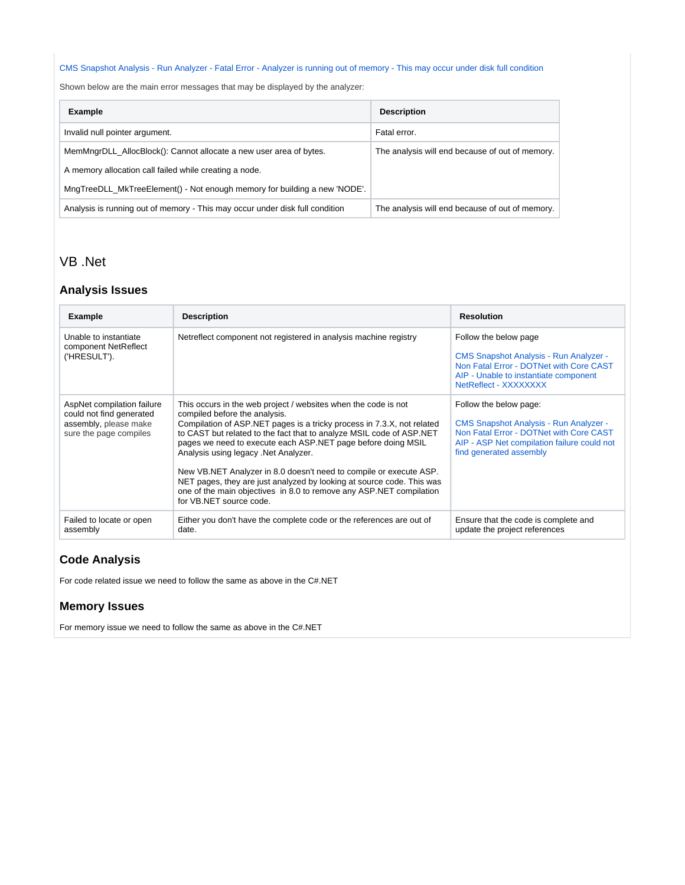CMS Snapshot Analysis - Run Analyzer - Fatal Error - Analyzer is running out of memory - This may occur under disk full condition

Shown below are the main error messages that may be displayed by the analyzer:

| Example | Description |
| --- | --- |
| Invalid null pointer argument. | Fatal error. |
| MemMngrDLL_AllocBlock(): Cannot allocate a new user area of bytes.<br><br>A memory allocation call failed while creating a node.<br><br>MngTreeDLL_MkTreeElement() - Not enough memory for building a new 'NODE'. | The analysis will end because of out of memory. |
| Analysis is running out of memory - This may occur under disk full condition | The analysis will end because of out of memory. |

## VB .Net

### Analysis Issues

| Example | Description | Resolution |
| --- | --- | --- |
| Unable to instantiate component NetReflect ('HRESULT'). | Netreflect component not registered in analysis machine registry | Follow the below page<br><br>CMS Snapshot Analysis - Run Analyzer - Non Fatal Error - DOTNet with Core CAST AIP - Unable to instantiate component NetReflect - XXXXXXXX |
| AspNet compilation failure could not find generated assembly, please make sure the page compiles | This occurs in the web project / websites when the code is not compiled before the analysis.<br>Compilation of ASP.NET pages is a tricky process in 7.3.X, not related to CAST but related to the fact that to analyze MSIL code of ASP.NET pages we need to execute each ASP.NET page before doing MSIL Analysis using legacy .Net Analyzer.<br><br>New VB.NET Analyzer in 8.0 doesn't need to compile or execute ASP.NET pages, they are just analyzed by looking at source code. This was one of the main objectives in 8.0 to remove any ASP.NET compilation for VB.NET source code. | Follow the below page:<br><br>CMS Snapshot Analysis - Run Analyzer - Non Fatal Error - DOTNet with Core CAST AIP - ASP Net compilation failure could not find generated assembly |
| Failed to locate or open assembly | Either you don't have the complete code or the references are out of date. | Ensure that the code is complete and update the project references |

### Code Analysis

For code related issue we need to follow the same as above in the C#.NET

### Memory Issues

For memory issue we need to follow the same as above in the C#.NET